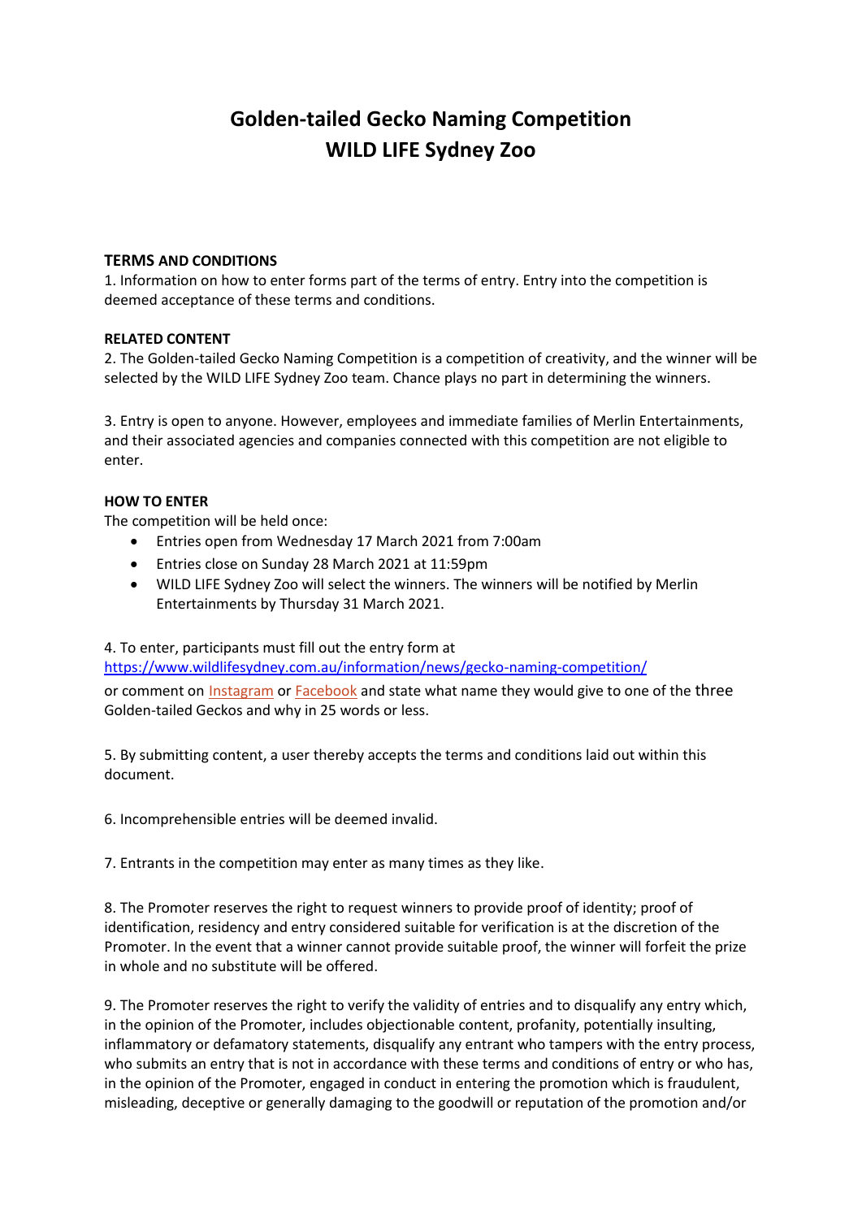# Golden-tailed Gecko Naming Competition
# WILD LIFE Sydney Zoo

**TERMS AND CONDITIONS**

1. Information on how to enter forms part of the terms of entry. Entry into the competition is deemed acceptance of these terms and conditions.

**RELATED CONTENT**

2. The Golden-tailed Gecko Naming Competition is a competition of creativity, and the winner will be selected by the WILD LIFE Sydney Zoo team. Chance plays no part in determining the winners.

3. Entry is open to anyone. However, employees and immediate families of Merlin Entertainments, and their associated agencies and companies connected with this competition are not eligible to enter.

**HOW TO ENTER**

The competition will be held once:

- Entries open from Wednesday 17 March 2021 from 7:00am
- Entries close on Sunday 28 March 2021 at 11:59pm
- WILD LIFE Sydney Zoo will select the winners. The winners will be notified by Merlin Entertainments by Thursday 31 March 2021.

4. To enter, participants must fill out the entry form at [https://www.wildlifesydney.com.au/information/news/gecko-naming-competition/](https://www.wildlifesydney.com.au/information/news/gecko-naming-competition/) or comment on Instagram or Facebook and state what name they would give to one of the three Golden-tailed Geckos and why in 25 words or less.

5. By submitting content, a user thereby accepts the terms and conditions laid out within this document.

6. Incomprehensible entries will be deemed invalid.

7. Entrants in the competition may enter as many times as they like.

8. The Promoter reserves the right to request winners to provide proof of identity; proof of identification, residency and entry considered suitable for verification is at the discretion of the Promoter. In the event that a winner cannot provide suitable proof, the winner will forfeit the prize in whole and no substitute will be offered.

9. The Promoter reserves the right to verify the validity of entries and to disqualify any entry which, in the opinion of the Promoter, includes objectionable content, profanity, potentially insulting, inflammatory or defamatory statements, disqualify any entrant who tampers with the entry process, who submits an entry that is not in accordance with these terms and conditions of entry or who has, in the opinion of the Promoter, engaged in conduct in entering the promotion which is fraudulent, misleading, deceptive or generally damaging to the goodwill or reputation of the promotion and/or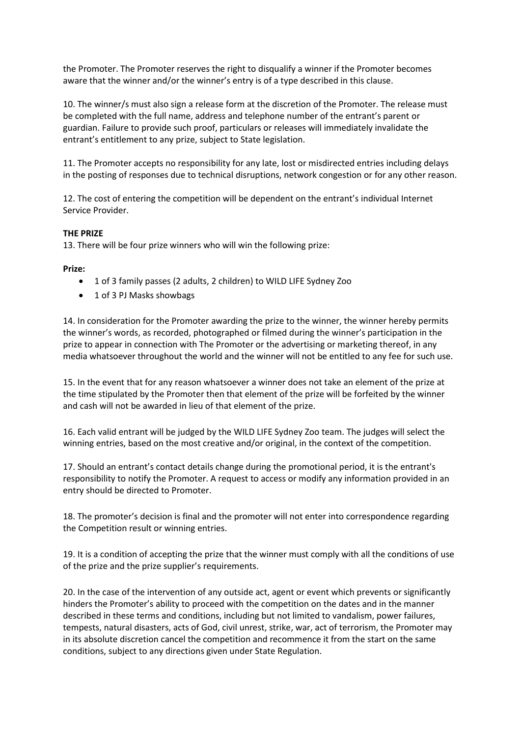the Promoter. The Promoter reserves the right to disqualify a winner if the Promoter becomes aware that the winner and/or the winner's entry is of a type described in this clause.

10. The winner/s must also sign a release form at the discretion of the Promoter. The release must be completed with the full name, address and telephone number of the entrant's parent or guardian. Failure to provide such proof, particulars or releases will immediately invalidate the entrant's entitlement to any prize, subject to State legislation.

11. The Promoter accepts no responsibility for any late, lost or misdirected entries including delays in the posting of responses due to technical disruptions, network congestion or for any other reason.

12. The cost of entering the competition will be dependent on the entrant's individual Internet Service Provider.

**THE PRIZE**

13. There will be four prize winners who will win the following prize:

**Prize:**

- 1 of 3 family passes (2 adults, 2 children) to WILD LIFE Sydney Zoo
- 1 of 3 PJ Masks showbags

14. In consideration for the Promoter awarding the prize to the winner, the winner hereby permits the winner's words, as recorded, photographed or filmed during the winner's participation in the prize to appear in connection with The Promoter or the advertising or marketing thereof, in any media whatsoever throughout the world and the winner will not be entitled to any fee for such use.

15. In the event that for any reason whatsoever a winner does not take an element of the prize at the time stipulated by the Promoter then that element of the prize will be forfeited by the winner and cash will not be awarded in lieu of that element of the prize.

16. Each valid entrant will be judged by the WILD LIFE Sydney Zoo team. The judges will select the winning entries, based on the most creative and/or original, in the context of the competition.

17. Should an entrant's contact details change during the promotional period, it is the entrant's responsibility to notify the Promoter. A request to access or modify any information provided in an entry should be directed to Promoter.

18. The promoter's decision is final and the promoter will not enter into correspondence regarding the Competition result or winning entries.

19. It is a condition of accepting the prize that the winner must comply with all the conditions of use of the prize and the prize supplier's requirements.

20. In the case of the intervention of any outside act, agent or event which prevents or significantly hinders the Promoter's ability to proceed with the competition on the dates and in the manner described in these terms and conditions, including but not limited to vandalism, power failures, tempests, natural disasters, acts of God, civil unrest, strike, war, act of terrorism, the Promoter may in its absolute discretion cancel the competition and recommence it from the start on the same conditions, subject to any directions given under State Regulation.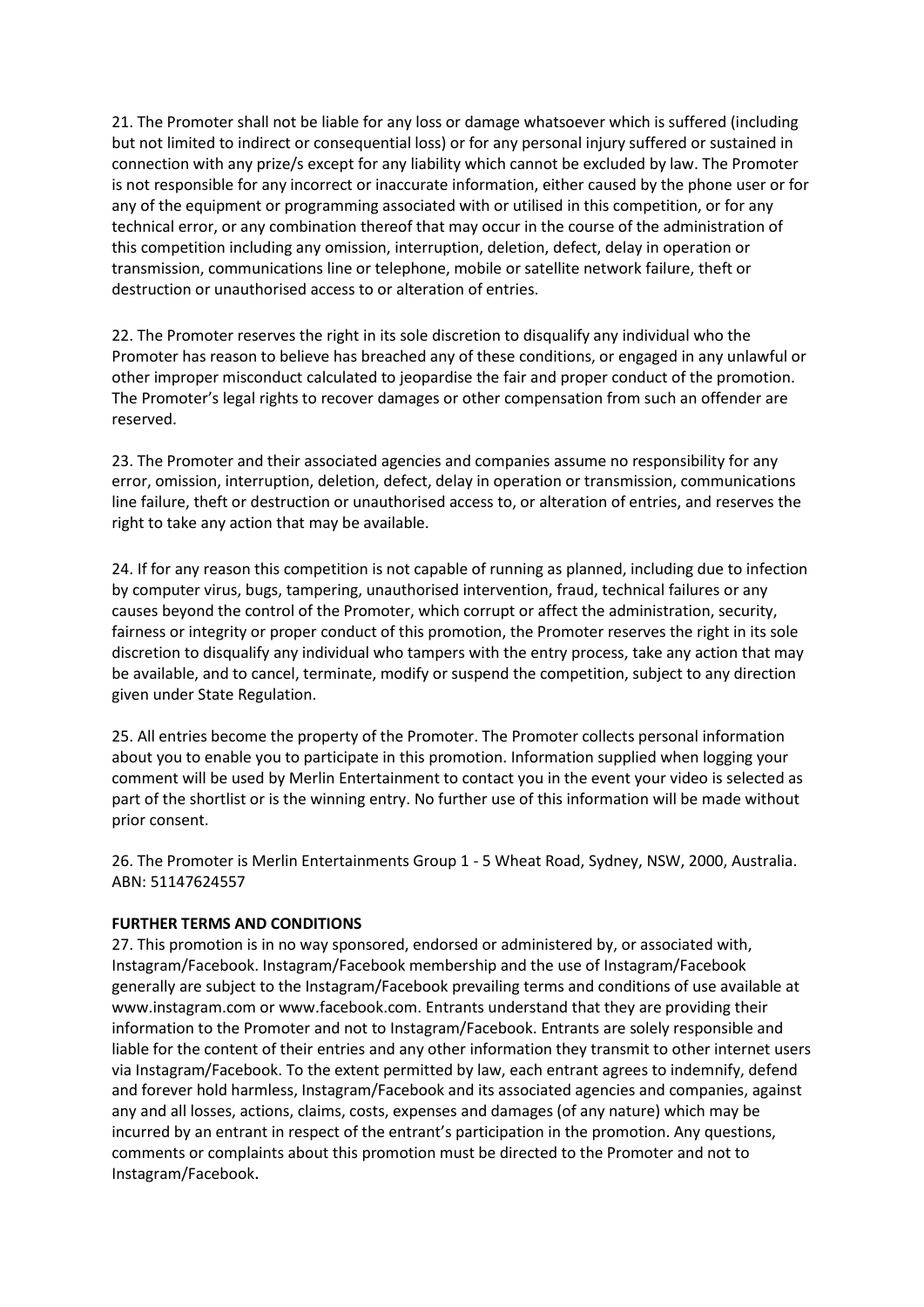21. The Promoter shall not be liable for any loss or damage whatsoever which is suffered (including but not limited to indirect or consequential loss) or for any personal injury suffered or sustained in connection with any prize/s except for any liability which cannot be excluded by law. The Promoter is not responsible for any incorrect or inaccurate information, either caused by the phone user or for any of the equipment or programming associated with or utilised in this competition, or for any technical error, or any combination thereof that may occur in the course of the administration of this competition including any omission, interruption, deletion, defect, delay in operation or transmission, communications line or telephone, mobile or satellite network failure, theft or destruction or unauthorised access to or alteration of entries.

22. The Promoter reserves the right in its sole discretion to disqualify any individual who the Promoter has reason to believe has breached any of these conditions, or engaged in any unlawful or other improper misconduct calculated to jeopardise the fair and proper conduct of the promotion. The Promoter's legal rights to recover damages or other compensation from such an offender are reserved.

23. The Promoter and their associated agencies and companies assume no responsibility for any error, omission, interruption, deletion, defect, delay in operation or transmission, communications line failure, theft or destruction or unauthorised access to, or alteration of entries, and reserves the right to take any action that may be available.

24. If for any reason this competition is not capable of running as planned, including due to infection by computer virus, bugs, tampering, unauthorised intervention, fraud, technical failures or any causes beyond the control of the Promoter, which corrupt or affect the administration, security, fairness or integrity or proper conduct of this promotion, the Promoter reserves the right in its sole discretion to disqualify any individual who tampers with the entry process, take any action that may be available, and to cancel, terminate, modify or suspend the competition, subject to any direction given under State Regulation.

25. All entries become the property of the Promoter. The Promoter collects personal information about you to enable you to participate in this promotion. Information supplied when logging your comment will be used by Merlin Entertainment to contact you in the event your video is selected as part of the shortlist or is the winning entry. No further use of this information will be made without prior consent.

26. The Promoter is Merlin Entertainments Group 1 - 5 Wheat Road, Sydney, NSW, 2000, Australia. ABN: 51147624557

**FURTHER TERMS AND CONDITIONS**

27. This promotion is in no way sponsored, endorsed or administered by, or associated with, Instagram/Facebook. Instagram/Facebook membership and the use of Instagram/Facebook generally are subject to the Instagram/Facebook prevailing terms and conditions of use available at www.instagram.com or www.facebook.com. Entrants understand that they are providing their information to the Promoter and not to Instagram/Facebook. Entrants are solely responsible and liable for the content of their entries and any other information they transmit to other internet users via Instagram/Facebook. To the extent permitted by law, each entrant agrees to indemnify, defend and forever hold harmless, Instagram/Facebook and its associated agencies and companies, against any and all losses, actions, claims, costs, expenses and damages (of any nature) which may be incurred by an entrant in respect of the entrant's participation in the promotion. Any questions, comments or complaints about this promotion must be directed to the Promoter and not to Instagram/Facebook.